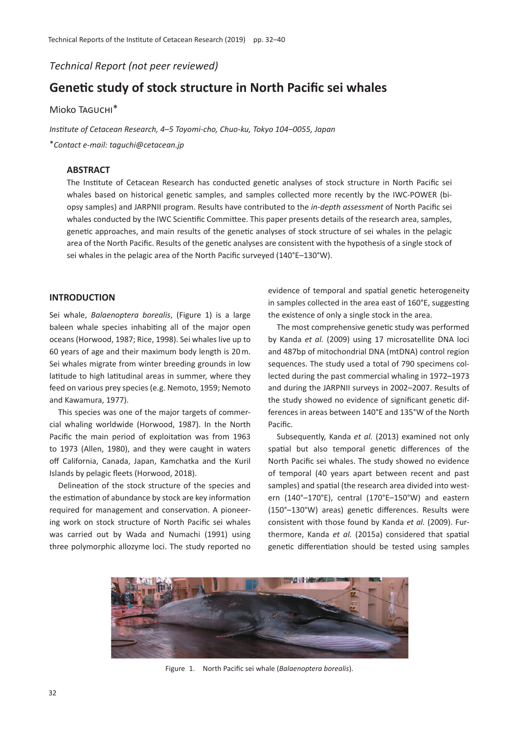*Technical Report (not peer reviewed)*

# Genetic study of stock structure in North Pacific sei whales

Mioko Taguchi*

*Institute of Cetacean Research, 4–5 Toyomi-cho, Chuo-ku, Tokyo 104–0055, Japan*

**Contact e-mail: taguchi@cetacean.jp*

### ABSTRACT

The Institute of Cetacean Research has conducted genetic analyses of stock structure in North Pacific sei whales based on historical genetic samples, and samples collected more recently by the IWC-POWER (biopsy samples) and JARPNII program. Results have contributed to the *in-depth assessment* of North Pacific sei whales conducted by the IWC Scientific Committee. This paper presents details of the research area, samples, genetic approaches, and main results of the genetic analyses of stock structure of sei whales in the pelagic area of the North Pacific. Results of the genetic analyses are consistent with the hypothesis of a single stock of sei whales in the pelagic area of the North Pacific surveyed (140°E–130°W).

## INTRODUCTION

Sei whale, *Balaenoptera borealis*, (Figure 1) is a large baleen whale species inhabiting all of the major open oceans (Horwood, 1987; Rice, 1998). Sei whales live up to 60 years of age and their maximum body length is 20 m. Sei whales migrate from winter breeding grounds in low latitude to high latitudinal areas in summer, where they feed on various prey species (e.g. Nemoto, 1959; Nemoto and Kawamura, 1977).

This species was one of the major targets of commercial whaling worldwide (Horwood, 1987). In the North Pacific the main period of exploitation was from 1963 to 1973 (Allen, 1980), and they were caught in waters off California, Canada, Japan, Kamchatka and the Kuril Islands by pelagic fleets (Horwood, 2018).

Delineation of the stock structure of the species and the estimation of abundance by stock are key information required for management and conservation. A pioneering work on stock structure of North Pacific sei whales was carried out by Wada and Numachi (1991) using three polymorphic allozyme loci. The study reported no evidence of temporal and spatial genetic heterogeneity in samples collected in the area east of 160°E, suggesting the existence of only a single stock in the area.

The most comprehensive genetic study was performed by Kanda *et al.* (2009) using 17 microsatellite DNA loci and 487bp of mitochondrial DNA (mtDNA) control region sequences. The study used a total of 790 specimens collected during the past commercial whaling in 1972–1973 and during the JARPNII surveys in 2002–2007. Results of the study showed no evidence of significant genetic differences in areas between 140°E and 135°W of the North Pacific.

Subsequently, Kanda *et al.* (2013) examined not only spatial but also temporal genetic differences of the North Pacific sei whales. The study showed no evidence of temporal (40 years apart between recent and past samples) and spatial (the research area divided into western (140°–170°E), central (170°E–150°W) and eastern (150°–130°W) areas) genetic differences. Results were consistent with those found by Kanda *et al.* (2009). Furthermore, Kanda *et al.* (2015a) considered that spatial genetic differentiation should be tested using samples

Figure 1. North Pacific sei whale (*Balaenoptera borealis*).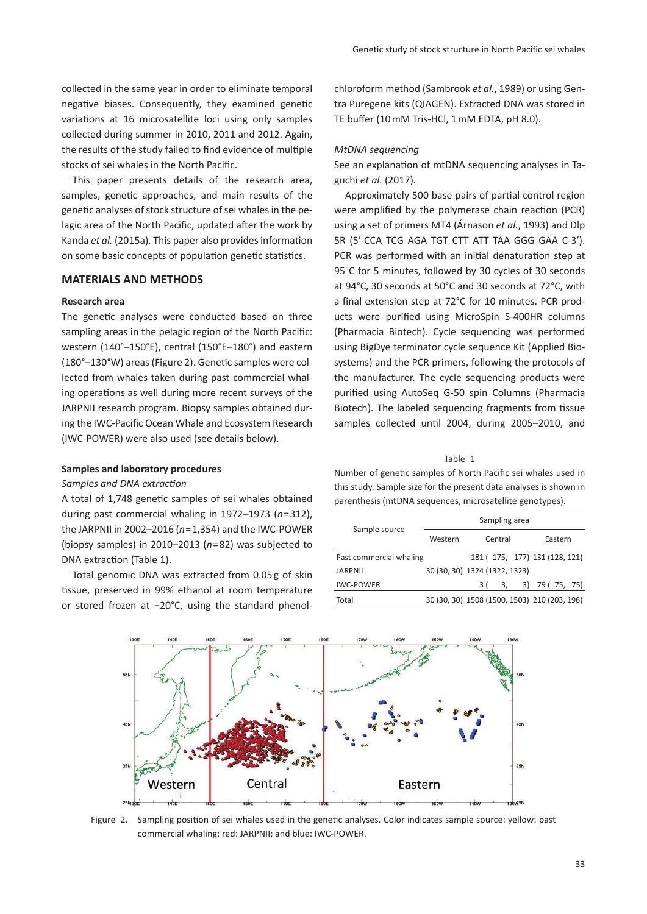collected in the same year in order to eliminate temporal negative biases. Consequently, they examined genetic variations at 16 microsatellite loci using only samples collected during summer in 2010, 2011 and 2012. Again, the results of the study failed to find evidence of multiple stocks of sei whales in the North Pacific.

This paper presents details of the research area, samples, genetic approaches, and main results of the genetic analyses of stock structure of sei whales in the pelagic area of the North Pacific, updated after the work by Kanda *et al.* (2015a). This paper also provides information on some basic concepts of population genetic statistics.

## MATERIALS AND METHODS

### Research area

The genetic analyses were conducted based on three sampling areas in the pelagic region of the North Pacific: western (140°–150°E), central (150°E–180°) and eastern (180°–130°W) areas (Figure 2). Genetic samples were collected from whales taken during past commercial whaling operations as well during more recent surveys of the JARPNII research program. Biopsy samples obtained during the IWC-Pacific Ocean Whale and Ecosystem Research (IWC-POWER) were also used (see details below).

### Samples and laboratory procedures

#### *Samples and DNA extraction*

A total of 1,748 genetic samples of sei whales obtained during past commercial whaling in 1972–1973 ($n=312$), the JARPNII in 2002–2016 ($n=1,354$) and the IWC-POWER (biopsy samples) in 2010–2013 ($n=82$) was subjected to DNA extraction (Table 1).

Total genomic DNA was extracted from 0.05 g of skin tissue, preserved in 99% ethanol at room temperature or stored frozen at −20°C, using the standard phenol-chloroform method (Sambrook *et al.*, 1989) or using Gentra Puregene kits (QIAGEN). Extracted DNA was stored in TE buffer (10 mM Tris-HCl, 1 mM EDTA, pH 8.0).

#### *MtDNA sequencing*

See an explanation of mtDNA sequencing analyses in Taguchi *et al.* (2017).

Approximately 500 base pairs of partial control region were amplified by the polymerase chain reaction (PCR) using a set of primers MT4 (Árnason *et al.*, 1993) and Dlp 5R (5′-CCA TCG AGA TGT CTT ATT TAA GGG GAA C-3′). PCR was performed with an initial denaturation step at 95°C for 5 minutes, followed by 30 cycles of 30 seconds at 94°C, 30 seconds at 50°C and 30 seconds at 72°C, with a final extension step at 72°C for 10 minutes. PCR products were purified using MicroSpin S-400HR columns (Pharmacia Biotech). Cycle sequencing was performed using BigDye terminator cycle sequence Kit (Applied Biosystems) and the PCR primers, following the protocols of the manufacturer. The cycle sequencing products were purified using AutoSeq G-50 spin Columns (Pharmacia Biotech). The labeled sequencing fragments from tissue samples collected until 2004, during 2005–2010, and

Table 1

Number of genetic samples of North Pacific sei whales used in this study. Sample size for the present data analyses is shown in parenthesis (mtDNA sequences, microsatellite genotypes).

| Sample source | Sampling area | | |
|---|---|---|---|
| | Western | Central | Eastern |
| Past commercial whaling | | 181 (175, 177) | 131 (128, 121) |
| JARPNII | 30 (30, 30) | 1324 (1322, 1323) | |
| IWC-POWER | | 3 (3, 3) | 79 (75, 75) |
| Total | 30 (30, 30) | 1508 (1500, 1503) | 210 (203, 196) |

Figure 2. Sampling position of sei whales used in the genetic analyses. Color indicates sample source: yellow: past commercial whaling; red: JARPNII; and blue: IWC-POWER.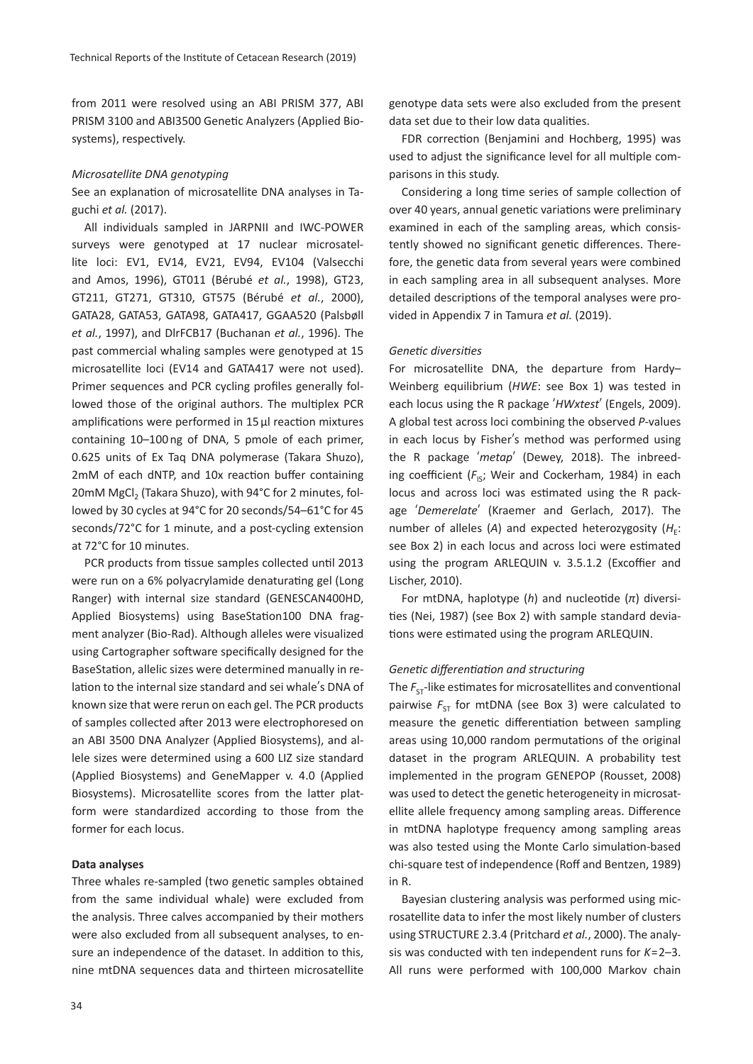from 2011 were resolved using an ABI PRISM 377, ABI PRISM 3100 and ABI3500 Genetic Analyzers (Applied Biosystems), respectively.

*Microsatellite DNA genotyping*

See an explanation of microsatellite DNA analyses in Taguchi *et al.* (2017).

All individuals sampled in JARPNII and IWC-POWER surveys were genotyped at 17 nuclear microsatellite loci: EV1, EV14, EV21, EV94, EV104 (Valsecchi and Amos, 1996), GT011 (Bérubé *et al.*, 1998), GT23, GT211, GT271, GT310, GT575 (Bérubé *et al.*, 2000), GATA28, GATA53, GATA98, GATA417, GGAA520 (Palsbøll *et al.*, 1997), and DlrFCB17 (Buchanan *et al.*, 1996). The past commercial whaling samples were genotyped at 15 microsatellite loci (EV14 and GATA417 were not used). Primer sequences and PCR cycling profiles generally followed those of the original authors. The multiplex PCR amplifications were performed in 15 µl reaction mixtures containing 10–100 ng of DNA, 5 pmole of each primer, 0.625 units of Ex Taq DNA polymerase (Takara Shuzo), 2mM of each dNTP, and 10x reaction buffer containing 20mM $MgCl_2$ (Takara Shuzo), with 94°C for 2 minutes, followed by 30 cycles at 94°C for 20 seconds/54–61°C for 45 seconds/72°C for 1 minute, and a post-cycling extension at 72°C for 10 minutes.

PCR products from tissue samples collected until 2013 were run on a 6% polyacrylamide denaturating gel (Long Ranger) with internal size standard (GENESCAN400HD, Applied Biosystems) using BaseStation100 DNA fragment analyzer (Bio-Rad). Although alleles were visualized using Cartographer software specifically designed for the BaseStation, allelic sizes were determined manually in relation to the internal size standard and sei whale's DNA of known size that were rerun on each gel. The PCR products of samples collected after 2013 were electrophoresed on an ABI 3500 DNA Analyzer (Applied Biosystems), and allele sizes were determined using a 600 LIZ size standard (Applied Biosystems) and GeneMapper v. 4.0 (Applied Biosystems). Microsatellite scores from the latter platform were standardized according to those from the former for each locus.

**Data analyses**

Three whales re-sampled (two genetic samples obtained from the same individual whale) were excluded from the analysis. Three calves accompanied by their mothers were also excluded from all subsequent analyses, to ensure an independence of the dataset. In addition to this, nine mtDNA sequences data and thirteen microsatellite genotype data sets were also excluded from the present data set due to their low data qualities.

FDR correction (Benjamini and Hochberg, 1995) was used to adjust the significance level for all multiple comparisons in this study.

Considering a long time series of sample collection of over 40 years, annual genetic variations were preliminary examined in each of the sampling areas, which consistently showed no significant genetic differences. Therefore, the genetic data from several years were combined in each sampling area in all subsequent analyses. More detailed descriptions of the temporal analyses were provided in Appendix 7 in Tamura *et al.* (2019).

*Genetic diversities*

For microsatellite DNA, the departure from Hardy–Weinberg equilibrium (*HWE*: see Box 1) was tested in each locus using the R package '*HWxtest*' (Engels, 2009). A global test across loci combining the observed *P*-values in each locus by Fisher's method was performed using the R package '*metap*' (Dewey, 2018). The inbreeding coefficient ($F_{IS}$; Weir and Cockerham, 1984) in each locus and across loci was estimated using the R package '*Demerelate*' (Kraemer and Gerlach, 2017). The number of alleles (*A*) and expected heterozygosity ($H_E$: see Box 2) in each locus and across loci were estimated using the program ARLEQUIN v. 3.5.1.2 (Excoffier and Lischer, 2010).

For mtDNA, haplotype (*h*) and nucleotide ($\pi$) diversities (Nei, 1987) (see Box 2) with sample standard deviations were estimated using the program ARLEQUIN.

*Genetic differentiation and structuring*

The $F_{ST}$-like estimates for microsatellites and conventional pairwise $F_{ST}$ for mtDNA (see Box 3) were calculated to measure the genetic differentiation between sampling areas using 10,000 random permutations of the original dataset in the program ARLEQUIN. A probability test implemented in the program GENEPOP (Rousset, 2008) was used to detect the genetic heterogeneity in microsatellite allele frequency among sampling areas. Difference in mtDNA haplotype frequency among sampling areas was also tested using the Monte Carlo simulation-based chi-square test of independence (Roff and Bentzen, 1989) in R.

Bayesian clustering analysis was performed using microsatellite data to infer the most likely number of clusters using STRUCTURE 2.3.4 (Pritchard *et al.*, 2000). The analysis was conducted with ten independent runs for $K$=2–3. All runs were performed with 100,000 Markov chain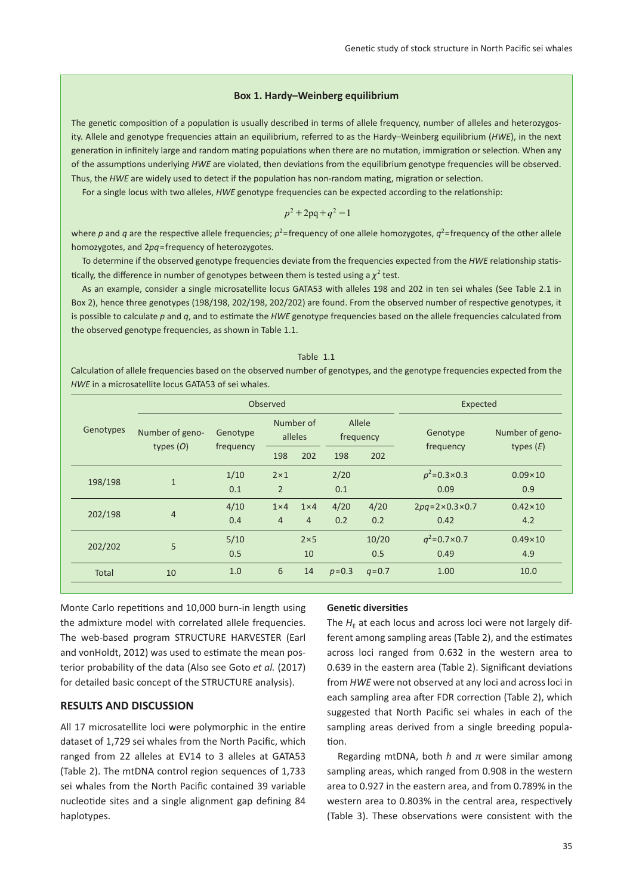### Box 1. Hardy–Weinberg equilibrium

The genetic composition of a population is usually described in terms of allele frequency, number of alleles and heterozygosity. Allele and genotype frequencies attain an equilibrium, referred to as the Hardy–Weinberg equilibrium (*HWE*), in the next generation in infinitely large and random mating populations when there are no mutation, immigration or selection. When any of the assumptions underlying *HWE* are violated, then deviations from the equilibrium genotype frequencies will be observed. Thus, the *HWE* are widely used to detect if the population has non-random mating, migration or selection.

For a single locus with two alleles, *HWE* genotype frequencies can be expected according to the relationship:

$$p^2 + 2\mathrm{pq} + q^2 = 1$$

where $p$ and $q$ are the respective allele frequencies; $p^2$=frequency of one allele homozygotes, $q^2$=frequency of the other allele homozygotes, and $2pq$=frequency of heterozygotes.

To determine if the observed genotype frequencies deviate from the frequencies expected from the *HWE* relationship statistically, the difference in number of genotypes between them is tested using a $\chi^2$ test.

As an example, consider a single microsatellite locus GATA53 with alleles 198 and 202 in ten sei whales (See Table 2.1 in Box 2), hence three genotypes (198/198, 202/198, 202/202) are found. From the observed number of respective genotypes, it is possible to calculate $p$ and $q$, and to estimate the *HWE* genotype frequencies based on the allele frequencies calculated from the observed genotype frequencies, as shown in Table 1.1.

Table 1.1

Calculation of allele frequencies based on the observed number of genotypes, and the genotype frequencies expected from the *HWE* in a microsatellite locus GATA53 of sei whales.

| Genotypes | Observed | | | | | | Expected | |
|---|---|---|---|---|---|---|---|---|
| | Number of genotypes ($O$) | Genotype frequency | Number of alleles | | Allele frequency | | Genotype frequency | Number of genotypes ($E$) |
| | | | 198 | 202 | 198 | 202 | | |
| 198/198 | 1 | 1/10<br>0.1 | 2×1<br>2 | | 2/20<br>0.1 | | $p^2$=0.3×0.3<br>0.09 | 0.09×10<br>0.9 |
| 202/198 | 4 | 4/10<br>0.4 | 1×4<br>4 | 1×4<br>4 | 4/20<br>0.2 | 4/20<br>0.2 | $2pq$=2×0.3×0.7<br>0.42 | 0.42×10<br>4.2 |
| 202/202 | 5 | 5/10<br>0.5 | | 2×5<br>10 | | 10/20<br>0.5 | $q^2$=0.7×0.7<br>0.49 | 0.49×10<br>4.9 |
| Total | 10 | 1.0 | 6 | 14 | $p$=0.3 | $q$=0.7 | 1.00 | 10.0 |

Monte Carlo repetitions and 10,000 burn-in length using the admixture model with correlated allele frequencies. The web-based program STRUCTURE HARVESTER (Earl and vonHoldt, 2012) was used to estimate the mean posterior probability of the data (Also see Goto *et al.* (2017) for detailed basic concept of the STRUCTURE analysis).

## RESULTS AND DISCUSSION

All 17 microsatellite loci were polymorphic in the entire dataset of 1,729 sei whales from the North Pacific, which ranged from 22 alleles at EV14 to 3 alleles at GATA53 (Table 2). The mtDNA control region sequences of 1,733 sei whales from the North Pacific contained 39 variable nucleotide sites and a single alignment gap defining 84 haplotypes.

### Genetic diversities

The $H_E$ at each locus and across loci were not largely different among sampling areas (Table 2), and the estimates across loci ranged from 0.632 in the western area to 0.639 in the eastern area (Table 2). Significant deviations from *HWE* were not observed at any loci and across loci in each sampling area after FDR correction (Table 2), which suggested that North Pacific sei whales in each of the sampling areas derived from a single breeding population.

Regarding mtDNA, both $h$ and $\pi$ were similar among sampling areas, which ranged from 0.908 in the western area to 0.927 in the eastern area, and from 0.789% in the western area to 0.803% in the central area, respectively (Table 3). These observations were consistent with the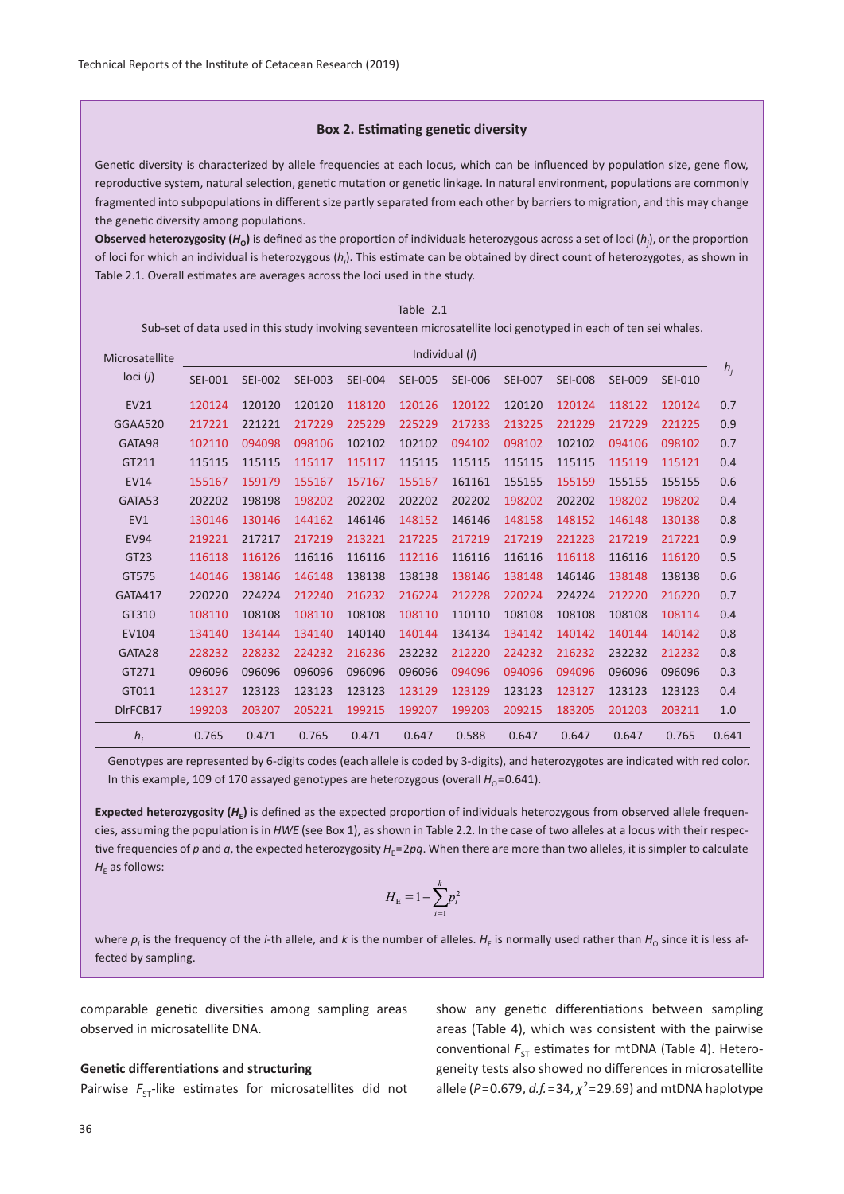### Box 2. Estimating genetic diversity

Genetic diversity is characterized by allele frequencies at each locus, which can be influenced by population size, gene flow, reproductive system, natural selection, genetic mutation or genetic linkage. In natural environment, populations are commonly fragmented into subpopulations in different size partly separated from each other by barriers to migration, and this may change the genetic diversity among populations.

**Observed heterozygosity ($H_O$)** is defined as the proportion of individuals heterozygous across a set of loci ($h_j$), or the proportion of loci for which an individual is heterozygous ($h_i$). This estimate can be obtained by direct count of heterozygotes, as shown in Table 2.1. Overall estimates are averages across the loci used in the study.

Table 2.1

Sub-set of data used in this study involving seventeen microsatellite loci genotyped in each of ten sei whales.

| Microsatellite loci ($j$) | Individual ($i$) | | | | | | | | | | $h_j$ |
|---|---|---|---|---|---|---|---|---|---|---|---|
| | SEI-001 | SEI-002 | SEI-003 | SEI-004 | SEI-005 | SEI-006 | SEI-007 | SEI-008 | SEI-009 | SEI-010 | |
| EV21 | 120124 | 120120 | 120120 | 118120 | 120126 | 120122 | 120120 | 120124 | 118122 | 120124 | 0.7 |
| GGAA520 | 217221 | 221221 | 217229 | 225229 | 225229 | 217233 | 213225 | 221229 | 217229 | 221225 | 0.9 |
| GATA98 | 102110 | 094098 | 098106 | 102102 | 102102 | 094102 | 098102 | 102102 | 094106 | 098102 | 0.7 |
| GT211 | 115115 | 115115 | 115117 | 115117 | 115115 | 115115 | 115115 | 115115 | 115119 | 115121 | 0.4 |
| EV14 | 155167 | 159179 | 155167 | 157167 | 155167 | 161161 | 155155 | 155159 | 155155 | 155155 | 0.6 |
| GATA53 | 202202 | 198198 | 198202 | 202202 | 202202 | 202202 | 198202 | 202202 | 198202 | 198202 | 0.4 |
| EV1 | 130146 | 130146 | 144162 | 146146 | 148152 | 146146 | 148158 | 148152 | 146148 | 130138 | 0.8 |
| EV94 | 219221 | 217217 | 217219 | 213221 | 217225 | 217219 | 217219 | 221223 | 217219 | 217221 | 0.9 |
| GT23 | 116118 | 116126 | 116116 | 116116 | 112116 | 116116 | 116116 | 116118 | 116116 | 116120 | 0.5 |
| GT575 | 140146 | 138146 | 146148 | 138138 | 138138 | 138146 | 138148 | 146146 | 138148 | 138138 | 0.6 |
| GATA417 | 220220 | 224224 | 212240 | 216232 | 216224 | 212228 | 220224 | 224224 | 212220 | 216220 | 0.7 |
| GT310 | 108110 | 108108 | 108110 | 108108 | 108110 | 110110 | 108108 | 108108 | 108108 | 108114 | 0.4 |
| EV104 | 134140 | 134144 | 134140 | 140140 | 140144 | 134134 | 134142 | 140142 | 140144 | 140142 | 0.8 |
| GATA28 | 228232 | 228232 | 224232 | 216236 | 232232 | 212220 | 224232 | 216232 | 232232 | 212232 | 0.8 |
| GT271 | 096096 | 096096 | 096096 | 096096 | 096096 | 094096 | 094096 | 094096 | 096096 | 096096 | 0.3 |
| GT011 | 123127 | 123123 | 123123 | 123123 | 123129 | 123129 | 123123 | 123127 | 123123 | 123123 | 0.4 |
| DlrFCB17 | 199203 | 203207 | 205221 | 199215 | 199207 | 199203 | 209215 | 183205 | 201203 | 203211 | 1.0 |
| $h_i$ | 0.765 | 0.471 | 0.765 | 0.471 | 0.647 | 0.588 | 0.647 | 0.647 | 0.647 | 0.765 | 0.641 |

Genotypes are represented by 6-digits codes (each allele is coded by 3-digits), and heterozygotes are indicated with red color. In this example, 109 of 170 assayed genotypes are heterozygous (overall $H_O$=0.641).

**Expected heterozygosity ($H_E$)** is defined as the expected proportion of individuals heterozygous from observed allele frequencies, assuming the population is in *HWE* (see Box 1), as shown in Table 2.2. In the case of two alleles at a locus with their respective frequencies of $p$ and $q$, the expected heterozygosity $H_E=2pq$. When there are more than two alleles, it is simpler to calculate $H_E$ as follows:

$$H_E = 1 - \sum_{i=1}^{k} p_i^2$$

where $p_i$ is the frequency of the $i$-th allele, and $k$ is the number of alleles. $H_E$ is normally used rather than $H_O$ since it is less affected by sampling.

comparable genetic diversities among sampling areas observed in microsatellite DNA.

#### Genetic differentiations and structuring

Pairwise $F_{ST}$-like estimates for microsatellites did not show any genetic differentiations between sampling areas (Table 4), which was consistent with the pairwise conventional $F_{ST}$ estimates for mtDNA (Table 4). Heterogeneity tests also showed no differences in microsatellite allele ($P$=0.679, *d.f.*=34, $\chi^2$=29.69) and mtDNA haplotype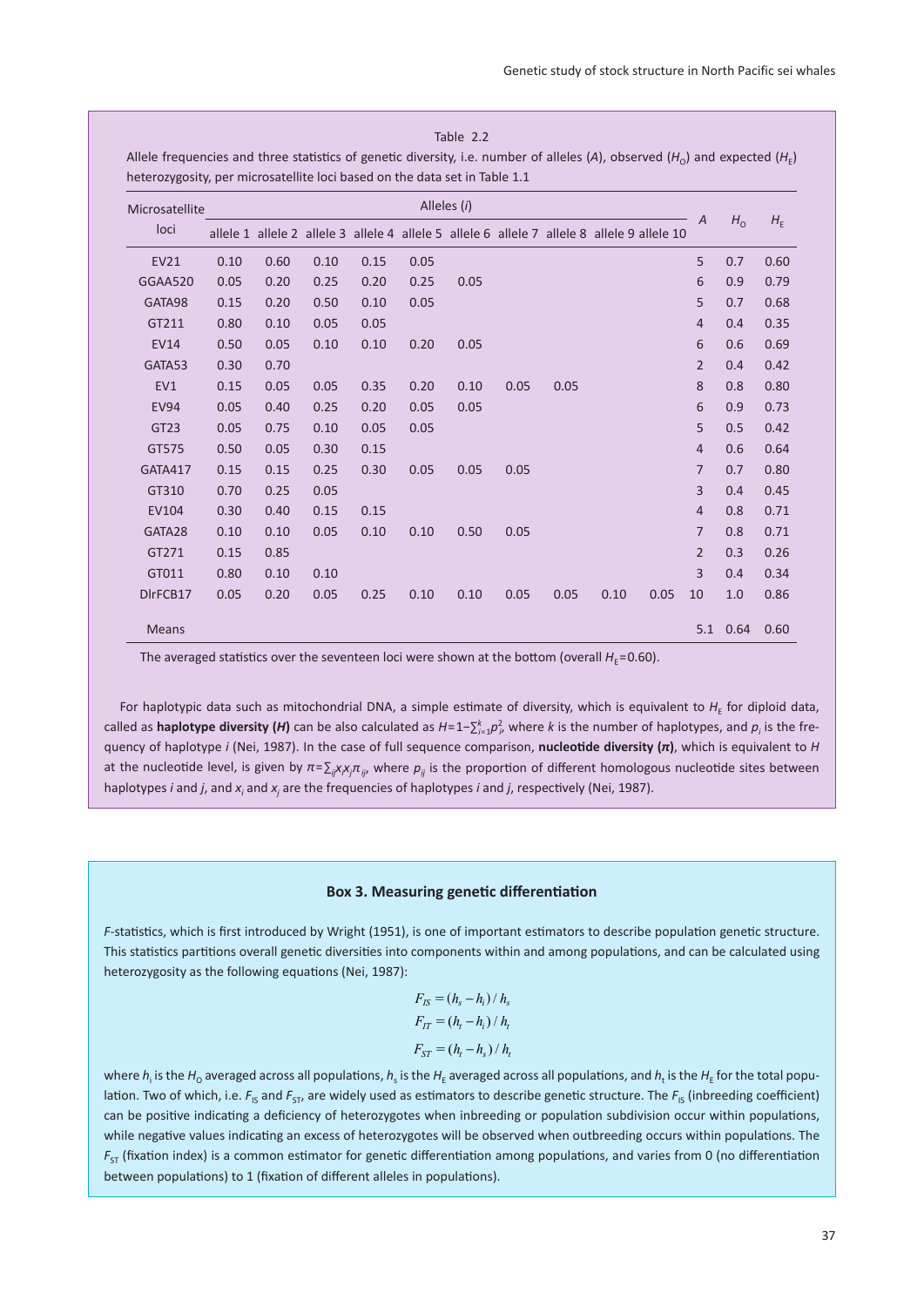Table 2.2

Allele frequencies and three statistics of genetic diversity, i.e. number of alleles ($A$), observed ($H_O$) and expected ($H_E$) heterozygosity, per microsatellite loci based on the data set in Table 1.1

| Microsatellite loci | Alleles ($i$) | | | | | | | | | | $A$ | $H_O$ | $H_E$ |
|---|---|---|---|---|---|---|---|---|---|---|---|---|---|
| | allele 1 | allele 2 | allele 3 | allele 4 | allele 5 | allele 6 | allele 7 | allele 8 | allele 9 | allele 10 | | | |
| EV21 | 0.10 | 0.60 | 0.10 | 0.15 | 0.05 | | | | | | 5 | 0.7 | 0.60 |
| GGAA520 | 0.05 | 0.20 | 0.25 | 0.20 | 0.25 | 0.05 | | | | | 6 | 0.9 | 0.79 |
| GATA98 | 0.15 | 0.20 | 0.50 | 0.10 | 0.05 | | | | | | 5 | 0.7 | 0.68 |
| GT211 | 0.80 | 0.10 | 0.05 | 0.05 | | | | | | | 4 | 0.4 | 0.35 |
| EV14 | 0.50 | 0.05 | 0.10 | 0.10 | 0.20 | 0.05 | | | | | 6 | 0.6 | 0.69 |
| GATA53 | 0.30 | 0.70 | | | | | | | | | 2 | 0.4 | 0.42 |
| EV1 | 0.15 | 0.05 | 0.05 | 0.35 | 0.20 | 0.10 | 0.05 | 0.05 | | | 8 | 0.8 | 0.80 |
| EV94 | 0.05 | 0.40 | 0.25 | 0.20 | 0.05 | 0.05 | | | | | 6 | 0.9 | 0.73 |
| GT23 | 0.05 | 0.75 | 0.10 | 0.05 | 0.05 | | | | | | 5 | 0.5 | 0.42 |
| GT575 | 0.50 | 0.05 | 0.30 | 0.15 | | | | | | | 4 | 0.6 | 0.64 |
| GATA417 | 0.15 | 0.15 | 0.25 | 0.30 | 0.05 | 0.05 | 0.05 | | | | 7 | 0.7 | 0.80 |
| GT310 | 0.70 | 0.25 | 0.05 | | | | | | | | 3 | 0.4 | 0.45 |
| EV104 | 0.30 | 0.40 | 0.15 | 0.15 | | | | | | | 4 | 0.8 | 0.71 |
| GATA28 | 0.10 | 0.10 | 0.05 | 0.10 | 0.10 | 0.50 | 0.05 | | | | 7 | 0.8 | 0.71 |
| GT271 | 0.15 | 0.85 | | | | | | | | | 2 | 0.3 | 0.26 |
| GT011 | 0.80 | 0.10 | 0.10 | | | | | | | | 3 | 0.4 | 0.34 |
| DlrFCB17 | 0.05 | 0.20 | 0.05 | 0.25 | 0.10 | 0.10 | 0.05 | 0.05 | 0.10 | 0.05 | 10 | 1.0 | 0.86 |
| Means | | | | | | | | | | | 5.1 | 0.64 | 0.60 |

The averaged statistics over the seventeen loci were shown at the bottom (overall $H_E$=0.60).

For haplotypic data such as mitochondrial DNA, a simple estimate of diversity, which is equivalent to $H_E$ for diploid data, called as **haplotype diversity ($H$)** can be also calculated as $H=1-\sum_{i=1}^{k} p_i^2$, where $k$ is the number of haplotypes, and $p_i$ is the frequency of haplotype $i$ (Nei, 1987). In the case of full sequence comparison, **nucleotide diversity ($\pi$)**, which is equivalent to $H$ at the nucleotide level, is given by $\pi=\sum_{ij} x_i x_j \pi_{ij}$, where $p_{ij}$ is the proportion of different homologous nucleotide sites between haplotypes $i$ and $j$, and $x_i$ and $x_j$ are the frequencies of haplotypes $i$ and $j$, respectively (Nei, 1987).

### Box 3. Measuring genetic differentiation

*F*-statistics, which is first introduced by Wright (1951), is one of important estimators to describe population genetic structure. This statistics partitions overall genetic diversities into components within and among populations, and can be calculated using heterozygosity as the following equations (Nei, 1987):

$$F_{IS} = (h_s - h_i) / h_s$$

$$F_{IT} = (h_t - h_i) / h_t$$

$$F_{ST} = (h_t - h_s) / h_t$$

where $h_i$ is the $H_O$ averaged across all populations, $h_s$ is the $H_E$ averaged across all populations, and $h_t$ is the $H_E$ for the total population. Two of which, i.e. $F_{IS}$ and $F_{ST}$, are widely used as estimators to describe genetic structure. The $F_{IS}$ (inbreeding coefficient) can be positive indicating a deficiency of heterozygotes when inbreeding or population subdivision occur within populations, while negative values indicating an excess of heterozygotes will be observed when outbreeding occurs within populations. The $F_{ST}$ (fixation index) is a common estimator for genetic differentiation among populations, and varies from 0 (no differentiation between populations) to 1 (fixation of different alleles in populations).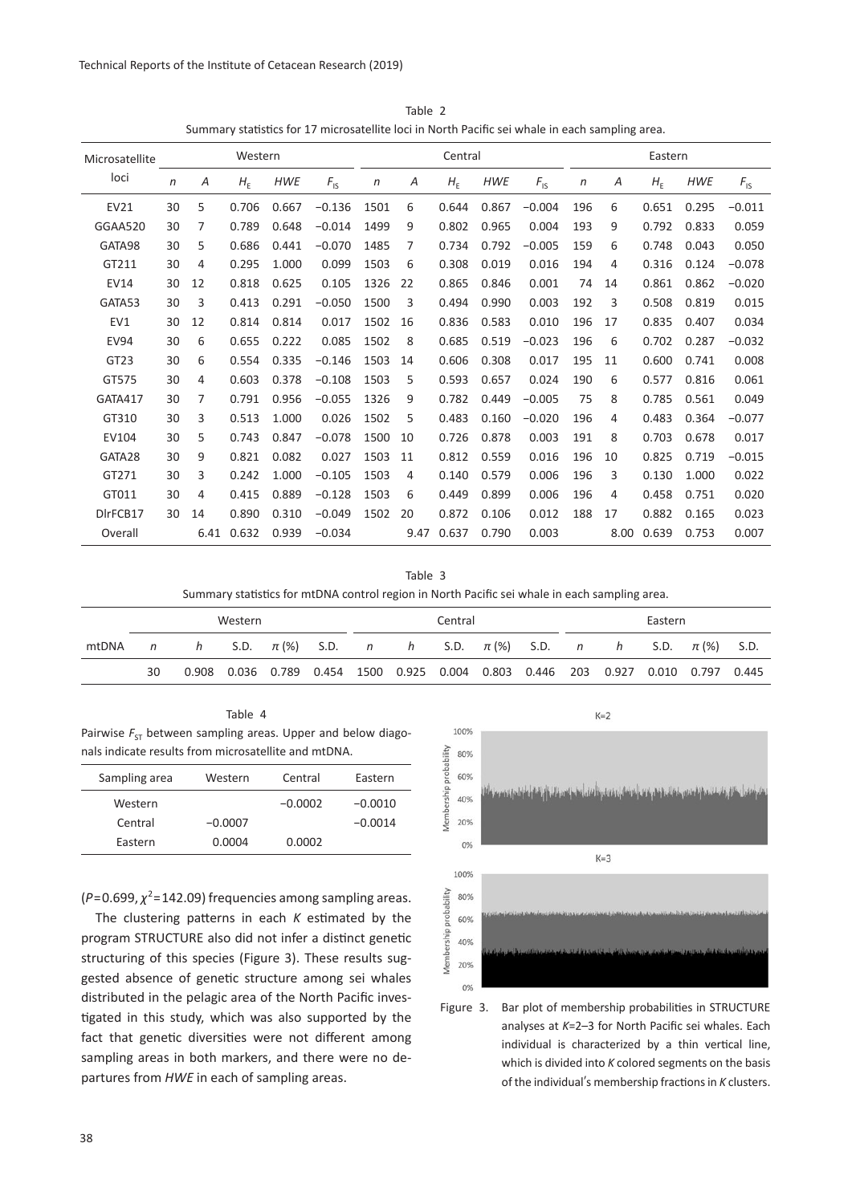Table 2
Summary statistics for 17 microsatellite loci in North Pacific sei whale in each sampling area.

| Microsatellite loci | Western | | | | | Central | | | | | Eastern | | | | |
|---|---|---|---|---|---|---|---|---|---|---|---|---|---|---|---|
| | $n$ | $A$ | $H_E$ | $HWE$ | $F_{IS}$ | $n$ | $A$ | $H_E$ | $HWE$ | $F_{IS}$ | $n$ | $A$ | $H_E$ | $HWE$ | $F_{IS}$ |
| EV21 | 30 | 5 | 0.706 | 0.667 | −0.136 | 1501 | 6 | 0.644 | 0.867 | −0.004 | 196 | 6 | 0.651 | 0.295 | −0.011 |
| GGAA520 | 30 | 7 | 0.789 | 0.648 | −0.014 | 1499 | 9 | 0.802 | 0.965 | 0.004 | 193 | 9 | 0.792 | 0.833 | 0.059 |
| GATA98 | 30 | 5 | 0.686 | 0.441 | −0.070 | 1485 | 7 | 0.734 | 0.792 | −0.005 | 159 | 6 | 0.748 | 0.043 | 0.050 |
| GT211 | 30 | 4 | 0.295 | 1.000 | 0.099 | 1503 | 6 | 0.308 | 0.019 | 0.016 | 194 | 4 | 0.316 | 0.124 | −0.078 |
| EV14 | 30 | 12 | 0.818 | 0.625 | 0.105 | 1326 | 22 | 0.865 | 0.846 | 0.001 | 74 | 14 | 0.861 | 0.862 | −0.020 |
| GATA53 | 30 | 3 | 0.413 | 0.291 | −0.050 | 1500 | 3 | 0.494 | 0.990 | 0.003 | 192 | 3 | 0.508 | 0.819 | 0.015 |
| EV1 | 30 | 12 | 0.814 | 0.814 | 0.017 | 1502 | 16 | 0.836 | 0.583 | 0.010 | 196 | 17 | 0.835 | 0.407 | 0.034 |
| EV94 | 30 | 6 | 0.655 | 0.222 | 0.085 | 1502 | 8 | 0.685 | 0.519 | −0.023 | 196 | 6 | 0.702 | 0.287 | −0.032 |
| GT23 | 30 | 6 | 0.554 | 0.335 | −0.146 | 1503 | 14 | 0.606 | 0.308 | 0.017 | 195 | 11 | 0.600 | 0.741 | 0.008 |
| GT575 | 30 | 4 | 0.603 | 0.378 | −0.108 | 1503 | 5 | 0.593 | 0.657 | 0.024 | 190 | 6 | 0.577 | 0.816 | 0.061 |
| GATA417 | 30 | 7 | 0.791 | 0.956 | −0.055 | 1326 | 9 | 0.782 | 0.449 | −0.005 | 75 | 8 | 0.785 | 0.561 | 0.049 |
| GT310 | 30 | 3 | 0.513 | 1.000 | 0.026 | 1502 | 5 | 0.483 | 0.160 | −0.020 | 196 | 4 | 0.483 | 0.364 | −0.077 |
| EV104 | 30 | 5 | 0.743 | 0.847 | −0.078 | 1500 | 10 | 0.726 | 0.878 | 0.003 | 191 | 8 | 0.703 | 0.678 | 0.017 |
| GATA28 | 30 | 9 | 0.821 | 0.082 | 0.027 | 1503 | 11 | 0.812 | 0.559 | 0.016 | 196 | 10 | 0.825 | 0.719 | −0.015 |
| GT271 | 30 | 3 | 0.242 | 1.000 | −0.105 | 1503 | 4 | 0.140 | 0.579 | 0.006 | 196 | 3 | 0.130 | 1.000 | 0.022 |
| GT011 | 30 | 4 | 0.415 | 0.889 | −0.128 | 1503 | 6 | 0.449 | 0.899 | 0.006 | 196 | 4 | 0.458 | 0.751 | 0.020 |
| DlrFCB17 | 30 | 14 | 0.890 | 0.310 | −0.049 | 1502 | 20 | 0.872 | 0.106 | 0.012 | 188 | 17 | 0.882 | 0.165 | 0.023 |
| Overall | | 6.41 | 0.632 | 0.939 | −0.034 | | 9.47 | 0.637 | 0.790 | 0.003 | | 8.00 | 0.639 | 0.753 | 0.007 |

Table 3
Summary statistics for mtDNA control region in North Pacific sei whale in each sampling area.

| | Western | | | | | Central | | | | | Eastern | | | | |
|---|---|---|---|---|---|---|---|---|---|---|---|---|---|---|---|
| mtDNA | $n$ | $h$ | S.D. | $\pi$ (%) | S.D. | $n$ | $h$ | S.D. | $\pi$ (%) | S.D. | $n$ | $h$ | S.D. | $\pi$ (%) | S.D. |
| | 30 | 0.908 | 0.036 | 0.789 | 0.454 | 1500 | 0.925 | 0.004 | 0.803 | 0.446 | 203 | 0.927 | 0.010 | 0.797 | 0.445 |

Table 4
Pairwise $F_{ST}$ between sampling areas. Upper and below diagonals indicate results from microsatellite and mtDNA.

| Sampling area | Western | Central | Eastern |
|---|---|---|---|
| Western | | −0.0002 | −0.0010 |
| Central | −0.0007 | | −0.0014 |
| Eastern | 0.0004 | 0.0002 | |

($P$=0.699, $\chi^2$=142.09) frequencies among sampling areas.

The clustering patterns in each $K$ estimated by the program STRUCTURE also did not infer a distinct genetic structuring of this species (Figure 3). These results suggested absence of genetic structure among sei whales distributed in the pelagic area of the North Pacific investigated in this study, which was also supported by the fact that genetic diversities were not different among sampling areas in both markers, and there were no departures from $HWE$ in each of sampling areas.

Figure 3. Bar plot of membership probabilities in STRUCTURE analyses at $K$=2–3 for North Pacific sei whales. Each individual is characterized by a thin vertical line, which is divided into $K$ colored segments on the basis of the individual's membership fractions in $K$ clusters.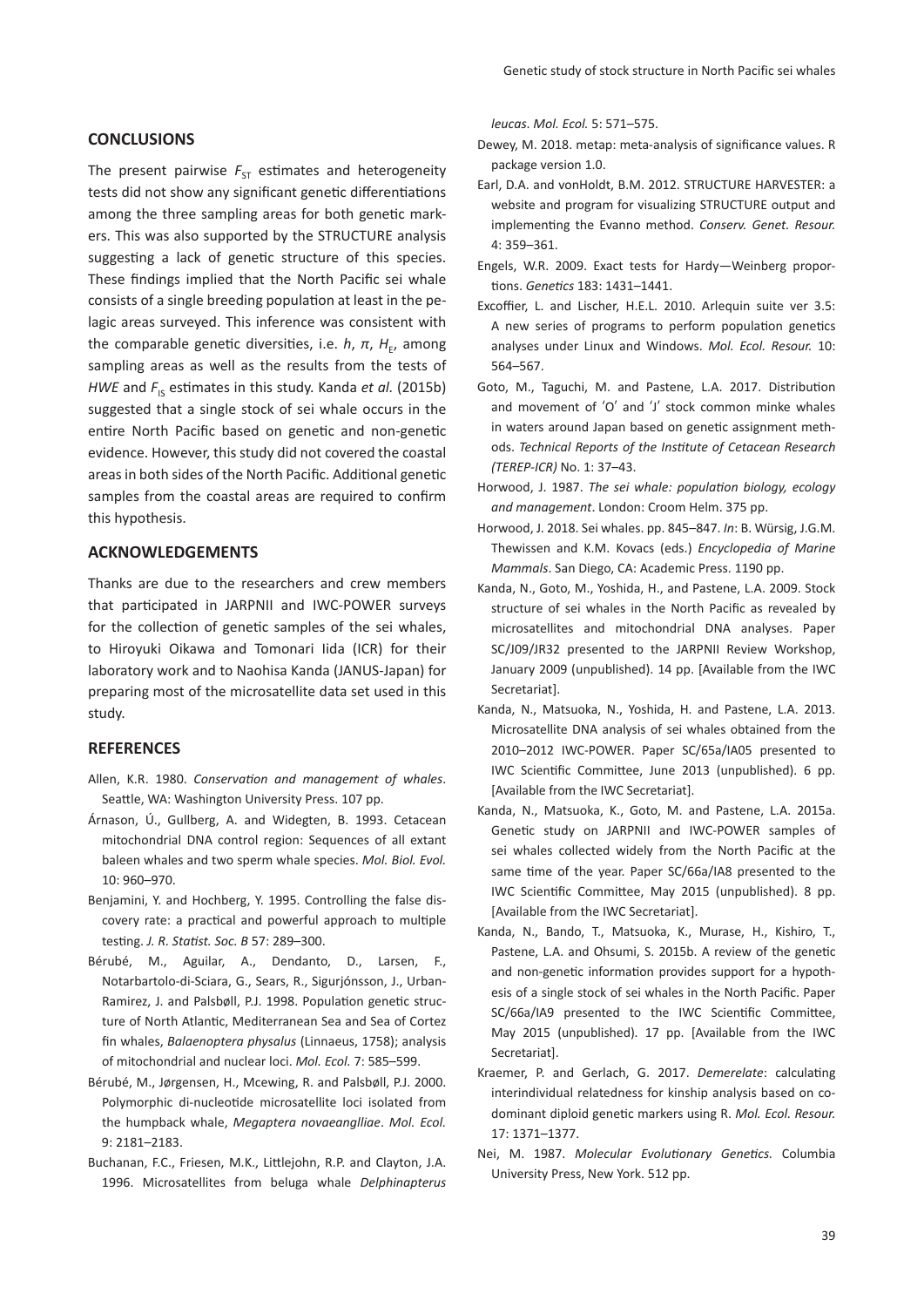## CONCLUSIONS

The present pairwise $F_{ST}$ estimates and heterogeneity tests did not show any significant genetic differentiations among the three sampling areas for both genetic markers. This was also supported by the STRUCTURE analysis suggesting a lack of genetic structure of this species. These findings implied that the North Pacific sei whale consists of a single breeding population at least in the pelagic areas surveyed. This inference was consistent with the comparable genetic diversities, i.e. $h$, $\pi$, $H_E$, among sampling areas as well as the results from the tests of *HWE* and $F_{IS}$ estimates in this study. Kanda *et al.* (2015b) suggested that a single stock of sei whale occurs in the entire North Pacific based on genetic and non-genetic evidence. However, this study did not covered the coastal areas in both sides of the North Pacific. Additional genetic samples from the coastal areas are required to confirm this hypothesis.

## ACKNOWLEDGEMENTS

Thanks are due to the researchers and crew members that participated in JARPNII and IWC-POWER surveys for the collection of genetic samples of the sei whales, to Hiroyuki Oikawa and Tomonari Iida (ICR) for their laboratory work and to Naohisa Kanda (JANUS-Japan) for preparing most of the microsatellite data set used in this study.

## REFERENCES

Allen, K.R. 1980. *Conservation and management of whales*. Seattle, WA: Washington University Press. 107 pp.

Árnason, Ú., Gullberg, A. and Widegten, B. 1993. Cetacean mitochondrial DNA control region: Sequences of all extant baleen whales and two sperm whale species. *Mol. Biol. Evol.* 10: 960–970.

Benjamini, Y. and Hochberg, Y. 1995. Controlling the false discovery rate: a practical and powerful approach to multiple testing. *J. R. Statist. Soc. B* 57: 289–300.

Bérubé, M., Aguilar, A., Dendanto, D., Larsen, F., Notarbartolo-di-Sciara, G., Sears, R., Sigurjónsson, J., Urban-Ramirez, J. and Palsbøll, P.J. 1998. Population genetic structure of North Atlantic, Mediterranean Sea and Sea of Cortez fin whales, *Balaenoptera physalus* (Linnaeus, 1758); analysis of mitochondrial and nuclear loci. *Mol. Ecol.* 7: 585–599.

Bérubé, M., Jørgensen, H., Mcewing, R. and Palsbøll, P.J. 2000. Polymorphic di-nucleotide microsatellite loci isolated from the humpback whale, *Megaptera novaeanglliae*. *Mol. Ecol.* 9: 2181–2183.

Buchanan, F.C., Friesen, M.K., Littlejohn, R.P. and Clayton, J.A. 1996. Microsatellites from beluga whale *Delphinapterus leucas*. *Mol. Ecol.* 5: 571–575.

Dewey, M. 2018. metap: meta-analysis of significance values. R package version 1.0.

Earl, D.A. and vonHoldt, B.M. 2012. STRUCTURE HARVESTER: a website and program for visualizing STRUCTURE output and implementing the Evanno method. *Conserv. Genet. Resour.* 4: 359–361.

Engels, W.R. 2009. Exact tests for Hardy—Weinberg proportions. *Genetics* 183: 1431–1441.

Excoffier, L. and Lischer, H.E.L. 2010. Arlequin suite ver 3.5: A new series of programs to perform population genetics analyses under Linux and Windows. *Mol. Ecol. Resour.* 10: 564–567.

Goto, M., Taguchi, M. and Pastene, L.A. 2017. Distribution and movement of 'O' and 'J' stock common minke whales in waters around Japan based on genetic assignment methods. *Technical Reports of the Institute of Cetacean Research (TEREP-ICR)* No. 1: 37–43.

Horwood, J. 1987. *The sei whale: population biology, ecology and management*. London: Croom Helm. 375 pp.

Horwood, J. 2018. Sei whales. pp. 845–847. *In*: B. Würsig, J.G.M. Thewissen and K.M. Kovacs (eds.) *Encyclopedia of Marine Mammals*. San Diego, CA: Academic Press. 1190 pp.

Kanda, N., Goto, M., Yoshida, H., and Pastene, L.A. 2009. Stock structure of sei whales in the North Pacific as revealed by microsatellites and mitochondrial DNA analyses. Paper SC/J09/JR32 presented to the JARPNII Review Workshop, January 2009 (unpublished). 14 pp. [Available from the IWC Secretariat].

Kanda, N., Matsuoka, N., Yoshida, H. and Pastene, L.A. 2013. Microsatellite DNA analysis of sei whales obtained from the 2010–2012 IWC-POWER. Paper SC/65a/IA05 presented to IWC Scientific Committee, June 2013 (unpublished). 6 pp. [Available from the IWC Secretariat].

Kanda, N., Matsuoka, K., Goto, M. and Pastene, L.A. 2015a. Genetic study on JARPNII and IWC-POWER samples of sei whales collected widely from the North Pacific at the same time of the year. Paper SC/66a/IA8 presented to the IWC Scientific Committee, May 2015 (unpublished). 8 pp. [Available from the IWC Secretariat].

Kanda, N., Bando, T., Matsuoka, K., Murase, H., Kishiro, T., Pastene, L.A. and Ohsumi, S. 2015b. A review of the genetic and non-genetic information provides support for a hypothesis of a single stock of sei whales in the North Pacific. Paper SC/66a/IA9 presented to the IWC Scientific Committee, May 2015 (unpublished). 17 pp. [Available from the IWC Secretariat].

Kraemer, P. and Gerlach, G. 2017. *Demerelate*: calculating interindividual relatedness for kinship analysis based on codominant diploid genetic markers using R. *Mol. Ecol. Resour.* 17: 1371–1377.

Nei, M. 1987. *Molecular Evolutionary Genetics.* Columbia University Press, New York. 512 pp.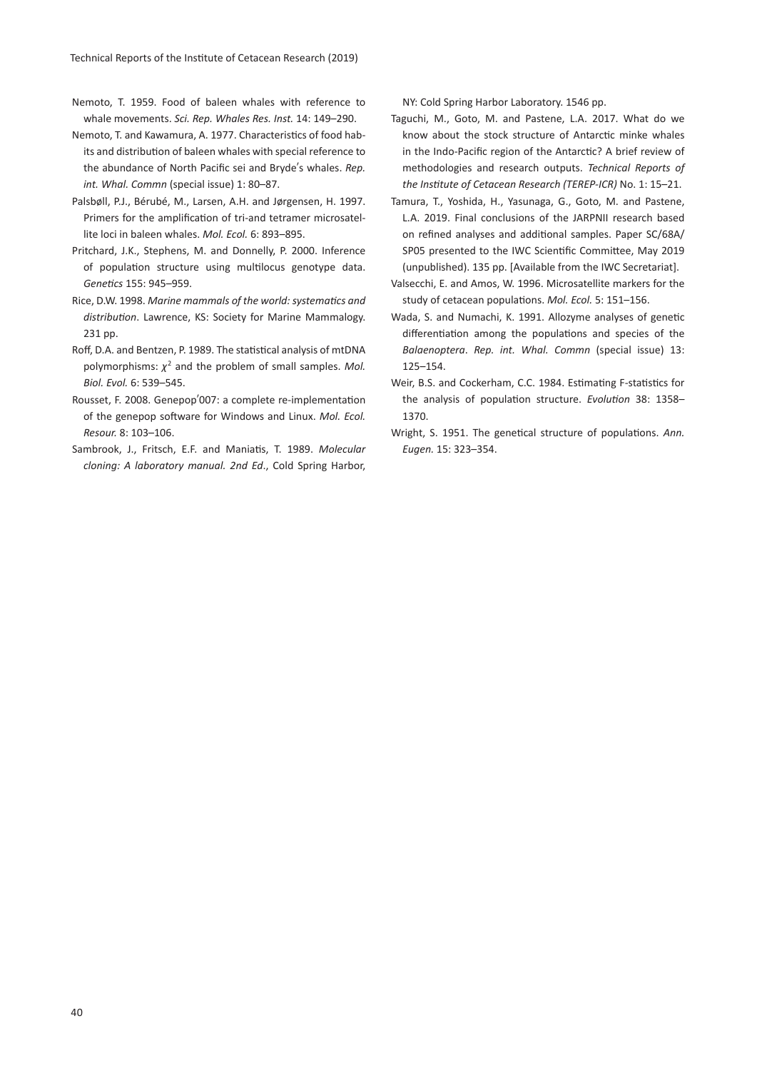Nemoto, T. 1959. Food of baleen whales with reference to whale movements. *Sci. Rep. Whales Res. Inst.* 14: 149–290.

Nemoto, T. and Kawamura, A. 1977. Characteristics of food habits and distribution of baleen whales with special reference to the abundance of North Pacific sei and Bryde′s whales. *Rep. int. Whal. Commn* (special issue) 1: 80–87.

Palsbøll, P.J., Bérubé, M., Larsen, A.H. and Jørgensen, H. 1997. Primers for the amplification of tri-and tetramer microsatellite loci in baleen whales. *Mol. Ecol.* 6: 893–895.

Pritchard, J.K., Stephens, M. and Donnelly, P. 2000. Inference of population structure using multilocus genotype data. *Genetics* 155: 945–959.

Rice, D.W. 1998. *Marine mammals of the world: systematics and distribution*. Lawrence, KS: Society for Marine Mammalogy. 231 pp.

Roff, D.A. and Bentzen, P. 1989. The statistical analysis of mtDNA polymorphisms: $\chi^2$ and the problem of small samples. *Mol. Biol. Evol.* 6: 539–545.

Rousset, F. 2008. Genepop′007: a complete re-implementation of the genepop software for Windows and Linux. *Mol. Ecol. Resour.* 8: 103–106.

Sambrook, J., Fritsch, E.F. and Maniatis, T. 1989. *Molecular cloning: A laboratory manual. 2nd Ed*., Cold Spring Harbor, NY: Cold Spring Harbor Laboratory. 1546 pp.

Taguchi, M., Goto, M. and Pastene, L.A. 2017. What do we know about the stock structure of Antarctic minke whales in the Indo-Pacific region of the Antarctic? A brief review of methodologies and research outputs. *Technical Reports of the Institute of Cetacean Research (TEREP-ICR)* No. 1: 15–21.

Tamura, T., Yoshida, H., Yasunaga, G., Goto, M. and Pastene, L.A. 2019. Final conclusions of the JARPNII research based on refined analyses and additional samples. Paper SC/68A/SP05 presented to the IWC Scientific Committee, May 2019 (unpublished). 135 pp. [Available from the IWC Secretariat].

Valsecchi, E. and Amos, W. 1996. Microsatellite markers for the study of cetacean populations. *Mol. Ecol.* 5: 151–156.

Wada, S. and Numachi, K. 1991. Allozyme analyses of genetic differentiation among the populations and species of the *Balaenoptera*. *Rep. int. Whal. Commn* (special issue) 13: 125–154.

Weir, B.S. and Cockerham, C.C. 1984. Estimating F-statistics for the analysis of population structure. *Evolution* 38: 1358–1370.

Wright, S. 1951. The genetical structure of populations. *Ann. Eugen.* 15: 323–354.